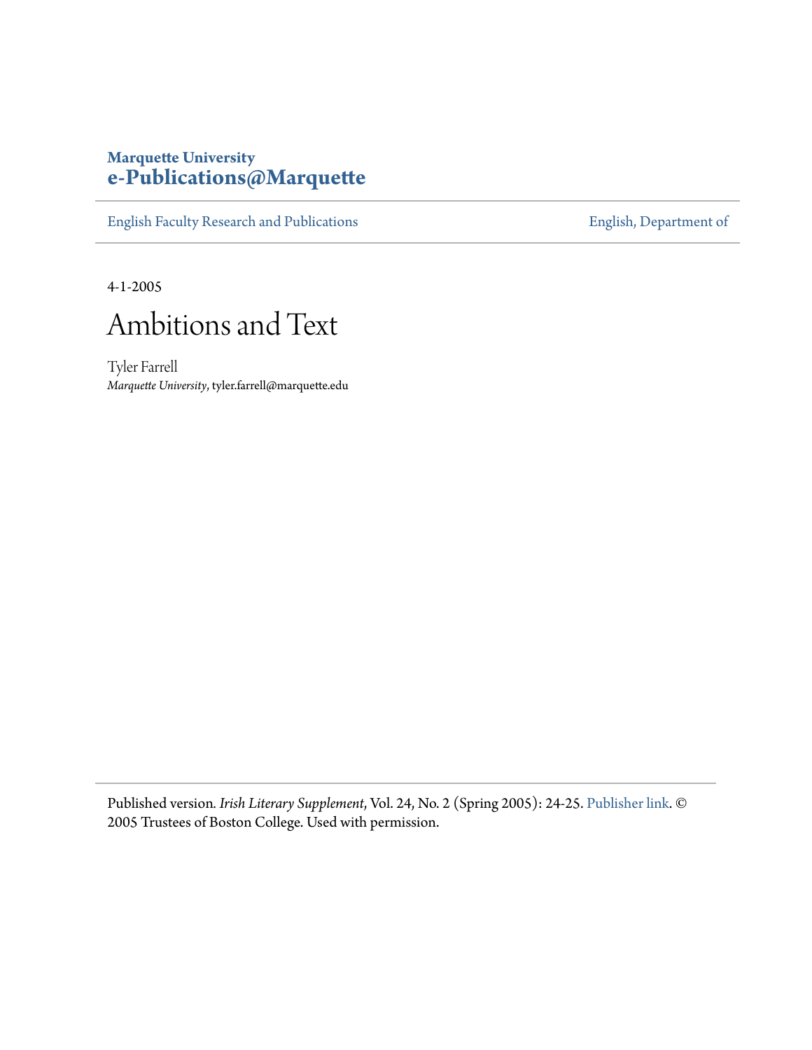Marquette University
**e-Publications@Marquette**

English Faculty Research and Publications | English, Department of

4-1-2005

# Ambitions and Text

Tyler Farrell
*Marquette University*, tyler.farrell@marquette.edu

---

Published version. *Irish Literary Supplement*, Vol. 24, No. 2 (Spring 2005): 24-25. Publisher link. © 2005 Trustees of Boston College. Used with permission.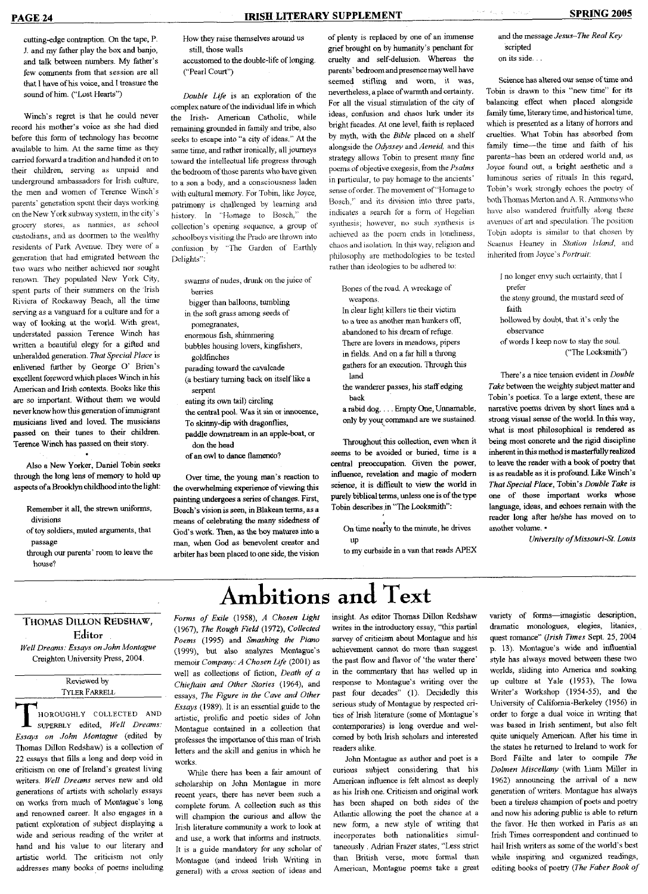cutting-edge contraption. On the tape, P. J. and my father play the box and banjo, and talk between numbers. My father's few comments from that session are all that I have of his voice, and I treasure the sound of him. ("Lost Hearts")

Winch's regret is that he could never record his mother's voice as she had died before this form of technology has become available to him. At the same time as they carried forward a tradition and handed it on to their children, serving as unpaid and underground ambassadors for Irish culture, the men and women of Terence Winch's parents' generation spent their days working on the New York subway system, in the city's grocery stores, as nannies, as school custodians, and as doormen to the wealthy residents of Park Avenue. They were of a generation that had emigrated between the two wars who neither achieved nor sought renown. They populated New York City, spent parts of their summers on the Irish Riviera of Rockaway Beach, all the time serving as a vanguard for a culture and for a way of looking at the world. With great, understated passion Terence Winch has written a beautiful elegy for a gifted and unheralded generation. *That Special Place* is enlivened further by George O' Brien's excellent foreword which places Winch in his American and Irish contexts. Books like this are so important. Without them we would never know how this generation of immigrant musicians lived and loved. The musicians passed on their tunes to their children. Terence Winch has passed on their story.

Also a New Yorker, Daniel Tobin seeks through the long lens of memory to hold up aspects of a Brooklyn childhood into the light:

> Remember it all, the strewn uniforms, divisions
> of toy soldiers, muted arguments, that passage
> through our parents' room to leave the house?
> How they raise themselves around us still, those walls
> accustomed to the double-life of longing. ("Pearl Court")

*Double Life* is an exploration of the complex nature of the individual life in which the Irish- American Catholic, while remaining grounded in family and tribe, also seeks to escape into "a city of ideas." At the same time, and rather ironically, all journeys toward the intellectual life progress through the bedroom of those parents who have given to a son a body, and a consciousness laden with cultural memory. For Tobin, like Joyce, patrimony is challenged by learning and history. In "Homage to Bosch," the collection's opening sequence, a group of schoolboys visiting the Prado are thrown into confusion by "The Garden of Earthly Delights":

> swarms of nudes, drunk on the juice of berries
> bigger than balloons, tumbling
> in the soft grass among seeds of pomegranates,
> enormous fish, shimmering
> bubbles housing lovers, kingfishers, goldfinches
> parading toward the cavalcade
> (a bestiary turning back on itself like a serpent
> eating its own tail) circling
> the central pool. Was it sin or innocence,
> To skinny-dip with dragonflies,
> paddle downstream in an apple-boat, or don the head
> of an owl to dance flamenco?

Over time, the young man's reaction to the overwhelming experience of viewing this painting undergoes a series of changes. First, Bosch's vision is seen, in Blakean terms, as a means of celebrating the many sidedness of God's work. Then, as the boy matures into a man, when God as benevolent creator and arbiter has been placed to one side, the vision of plenty is replaced by one of an immense grief brought on by humanity's penchant for cruelty and self-delusion. Whereas the parents' bedroom and presence may well have seemed stifling and worn, it was, nevertheless, a place of warmth and certainty. For all the visual stimulation of the city of ideas, confusion and chaos lurk under its bright facades. At one level, faith is replaced by myth, with the *Bible* placed on a shelf alongside the *Odyssey* and *Aeneid*, and this strategy allows Tobin to present many fine poems of objective exegesis, from the *Psalms* in particular, to pay homage to the ancients' sense of order. The movement of "Homage to Bosch," and its division into three parts, indicates a search for a form of Hegelian synthesis; however, no such synthesis is achieved as the poem ends in loneliness, chaos and isolation. In this way, religion and philosophy are methodologies to be tested rather than ideologies to be adhered to:

> Bones of the road. A wreckage of weapons.
> In clear light killers tie their victim
> to a tree as another man hunkers off,
> abandoned to his dream of refuge.
> There are lovers in meadows, pipers
> in fields. And on a far hill a throng
> gathers for an execution. Through this land
> the wanderer passes, his staff edging back
> a rabid dog. . . . Empty One, Unnamable,
> only by your command are we sustained.

Throughout this collection, even when it seems to be avoided or buried, time is a central preoccupation. Given the power, influence, revelation and magic of modern science, it is difficult to view the world in purely biblical terms, unless one is of the type Tobin describes in "The Locksmith":

> On time nearly to the minute, he drives up
> to my curbside in a van that reads APEX
> and the message *Jesus–The Real Key* scripted
> on its side. . .

Science has altered our sense of time and Tobin is drawn to this "new time" for its balancing effect when placed alongside family time, literary time, and historical time, which is presented as a litany of horrors and cruelties. What Tobin has absorbed from family time—the time and faith of his parents–has been an ordered world and, as Joyce found out, a bright aesthetic and a luminous series of rituals In this regard, Tobin's work strongly echoes the poetry of both Thomas Merton and A. R. Ammons who have also wandered fruitfully along these avenues of art and speculation. The position Tobin adopts is similar to that chosen by Seamus Heaney in *Station Island*, and inherited from Joyce's *Portrait*:

> I no longer envy such certainty, that I prefer
> the stony ground, the mustard seed of faith
> hollowed by doubt, that it's only the observance
> of words I keep now to stay the soul.
> ("The Locksmith")

There's a nice tension evident in *Double Take* between the weighty subject matter and Tobin's poetics. To a large extent, these are narrative poems driven by short lines and a strong visual sense of the world. In this way, what is most philosophical is rendered as being most concrete and the rigid discipline inherent in this method is masterfully realized to leave the reader with a book of poetry that is as readable as it is profound. Like Winch's *That Special Place*, Tobin's *Double Take* is one of those important works whose language, ideas, and echoes remain with the reader long after he/she has moved on to another volume. ▪

*University of Missouri-St. Louis*

---

# Ambitions and Text

**THOMAS DILLON REDSHAW, Editor**
*Well Dreams: Essays on John Montague*
Creighton University Press, 2004.

Reviewed by
TYLER FARRELL

THOROUGHLY COLLECTED AND SUPERBLY edited, *Well Dreams: Essays on John Montague* (edited by Thomas Dillon Redshaw) is a collection of 22 essays that fills a long and deep void in criticism on one of Ireland's greatest living writers. *Well Dreams* serves new and old generations of artists with scholarly essays on works from much of Montague's long and renowned career. It also engages in a patient exploration of subject displaying a wide and serious reading of the writer at hand and his value to our literary and artistic world. The criticism not only addresses many books of poems including *Forms of Exile* (1958), *A Chosen Light* (1967), *The Rough Field* (1972), *Collected Poems* (1995) and *Smashing the Piano* (1999), but also analyzes Montague's memoir *Company: A Chosen Life* (2001) as well as collections of fiction, *Death of a Chieftain and Other Stories* (1964), and essays, *The Figure in the Cave and Other Essays* (1989). It is an essential guide to the artistic, prolific and poetic sides of John Montague contained in a collection that professes the importance of this man of Irish letters and the skill and genius in which he works.

While there has been a fair amount of scholarship on John Montague in more recent years, there has never been such a complete forum. A collection such as this will champion the curious and allow the Irish literature community a work to look at and use, a work that informs and instructs. It is a guide mandatory for any scholar of Montague (and indeed Irish Writing in general) with a cross section of ideas and insight. As editor Thomas Dillon Redshaw writes in the introductory essay, "this partial survey of criticism about Montague and his achievement cannot do more than suggest the past flow and flavor of 'the water there' in the commentary that has welled up in response to Montague's writing over the past four decades" (1). Decidedly this serious study of Montague by respected critics of Irish literature (some of Montague's contemporaries) is long overdue and welcomed by both Irish scholars and interested readers alike.

John Montague as author and poet is a curious subject considering that his American influence is felt almost as deeply as his Irish one. Criticism and original work has been shaped on both sides of the Atlantic allowing the poet the chance at a new form, a new style of writing that incorporates both nationalities simultaneously . Adrian Frazer states, "Less strict than British verse, more formal than American, Montague poems take a great variety of forms—imagistic description, dramatic monologues, elegies, litanies, quest romance" (*Irish Times* Sept. 25, 2004 p. 13). Montague's wide and influential style has always moved between these two worlds, sliding into America and soaking up culture at Yale (1953), The Iowa Writer's Workshop (1954-55), and the University of California-Berkeley (1956) in order to forge a dual voice in writing that was based in Irish sentiment, but also felt quite uniquely American. After his time in the states he returned to Ireland to work for Bord Fáilte and later to compile *The Dolmen Miscellany* (with Liam Miller in 1962) announcing the arrival of a new generation of writers. Montague has always been a tireless champion of poets and poetry and now his adoring public is able to return the favor. He then worked in Paris as an Irish Times correspondent and continued to hail Irish writers as some of the world's best while inspiring and organized readings, editing books of poetry (*The Faber Book of*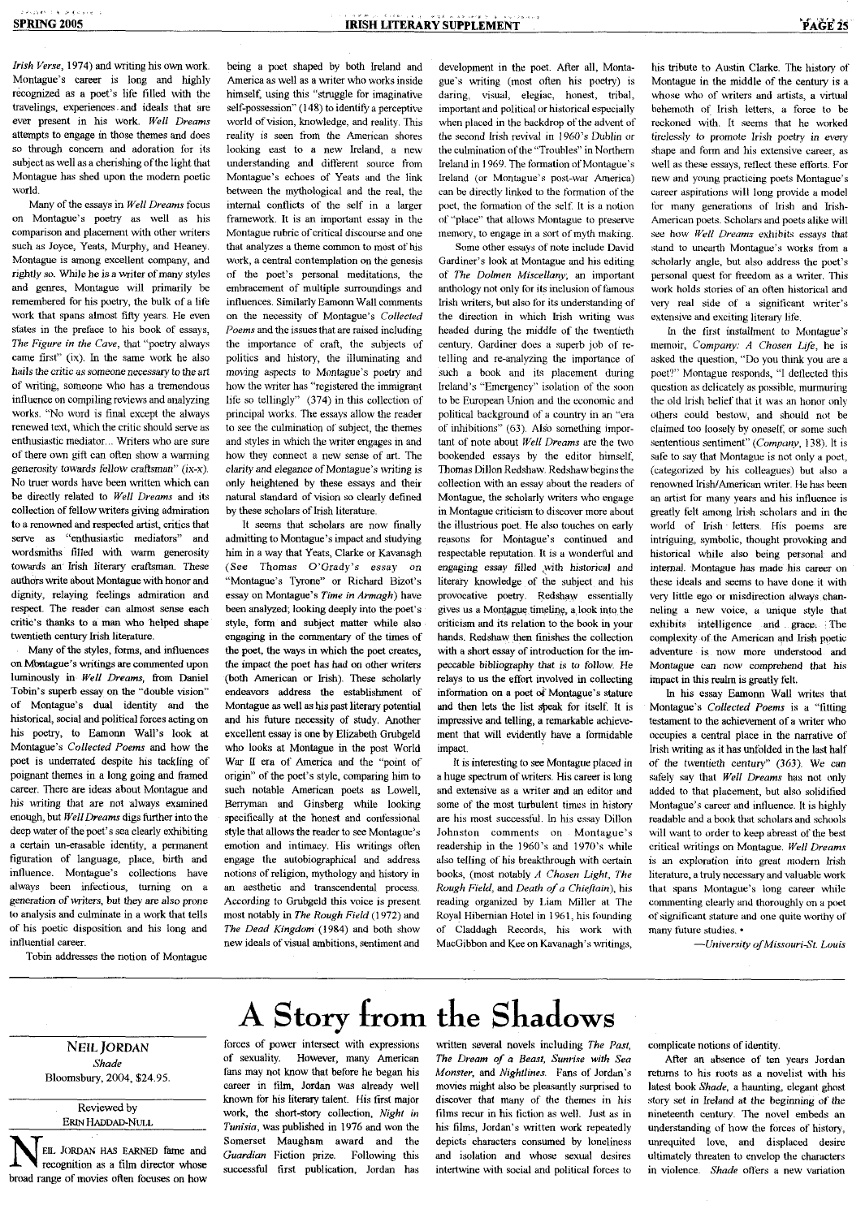*Irish Verse*, 1974) and writing his own work. Montague's career is long and highly recognized as a poet's life filled with the travelings, experiences and ideals that are ever present in his work. *Well Dreams* attempts to engage in those themes and does so through concern and adoration for its subject as well as a cherishing of the light that Montague has shed upon the modern poetic world.

Many of the essays in *Well Dreams* focus on Montague's poetry as well as his comparison and placement with other writers such as Joyce, Yeats, Murphy, and Heaney. Montague is among excellent company, and rightly so. While he is a writer of many styles and genres, Montague will primarily be remembered for his poetry, the bulk of a life work that spans almost fifty years. He even states in the preface to his book of essays, *The Figure in the Cave*, that "poetry always came first" (ix). In the same work he also hails the critic as someone necessary to the art of writing, someone who has a tremendous influence on compiling reviews and analyzing works. "No word is final except the always renewed text, which the critic should serve as enthusiastic mediator... Writers who are sure of there own gift can often show a warming generosity towards fellow craftsman" (ix-x). No truer words have been written which can be directly related to *Well Dreams* and its collection of fellow writers giving admiration to a renowned and respected artist, critics that serve as "enthusiastic mediators" and wordsmiths filled with warm generosity towards an Irish literary craftsman. These authors write about Montague with honor and dignity, relaying feelings admiration and respect. The reader can almost sense each critic's thanks to a man who helped shape twentieth century Irish literature.

Many of the styles, forms, and influences on Montague's writings are commented upon luminously in *Well Dreams*, from Daniel Tobin's superb essay on the "double vision" of Montague's dual identity and the historical, social and political forces acting on his poetry, to Eamonn Wall's look at Montague's *Collected Poems* and how the poet is underrated despite his tackling of poignant themes in a long going and framed career. There are ideas about Montague and his writing that are not always examined enough, but *Well Dreams* digs further into the deep water of the poet's sea clearly exhibiting a certain un-erasable identity, a permanent figuration of language, place, birth and influence. Montague's collections have always been infectious, turning on a generation of writers, but they are also prone to analysis and culminate in a work that tells of his poetic disposition and his long and influential career.

Tobin addresses the notion of Montague being a poet shaped by both Ireland and America as well as a writer who works inside himself, using this "struggle for imaginative self-possession" (148) to identify a perceptive world of vision, knowledge, and reality. This reality is seen from the American shores looking east to a new Ireland, a new understanding and different source from Montague's echoes of Yeats and the link between the mythological and the real, the internal conflicts of the self in a larger framework. It is an important essay in the Montague rubric of critical discourse and one that analyzes a theme common to most of his work, a central contemplation on the genesis of the poet's personal meditations, the embracement of multiple surroundings and influences. Similarly Eamonn Wall comments on the necessity of Montague's *Collected Poems* and the issues that are raised including the importance of craft, the subjects of politics and history, the illuminating and moving aspects to Montague's poetry and how the writer has "registered the immigrant life so tellingly" (374) in this collection of principal works. The essays allow the reader to see the culmination of subject, the themes and styles in which the writer engages in and how they connect a new sense of art. The clarity and elegance of Montague's writing is only heightened by these essays and their natural standard of vision so clearly defined by these scholars of Irish literature.

It seems that scholars are now finally admitting to Montague's impact and studying him in a way that Yeats, Clarke or Kavanagh (*See Thomas O'Grady's essay on* "Montague's Tyrone" or Richard Bizot's essay on Montague's *Time in Armagh*) have been analyzed; looking deeply into the poet's style, form and subject matter while also engaging in the commentary of the times of the poet, the ways in which the poet creates, the impact the poet has had on other writers (both American or Irish). These scholarly endeavors address the establishment of Montague as well as his past literary potential and his future necessity of study. Another excellent essay is one by Elizabeth Grubgeld who looks at Montague in the post World War II era of America and the "point of origin" of the poet's style, comparing him to such notable American poets as Lowell, Berryman and Ginsberg while looking specifically at the honest and confessional style that allows the reader to see Montague's emotion and intimacy. His writings often engage the autobiographical and address notions of religion, mythology and history in an aesthetic and transcendental process. According to Grubgeld this voice is present most notably in *The Rough Field* (1972) and *The Dead Kingdom* (1984) and both show new ideals of visual ambitions, sentiment and development in the poet. After all, Montague's writing (most often his poetry) is daring, visual, elegiac, honest, tribal, important and political or historical especially when placed in the backdrop of the advent of the second Irish revival in 1960's Dublin or the culmination of the "Troubles" in Northern Ireland in 1969. The formation of Montague's Ireland (or Montague's post-war America) can be directly linked to the formation of the poet, the formation of the self. It is a notion of "place" that allows Montague to preserve memory, to engage in a sort of myth making.

Some other essays of note include David Gardiner's look at Montague and his editing of *The Dolmen Miscellany*, an important anthology not only for its inclusion of famous Irish writers, but also for its understanding of the direction in which Irish writing was headed during the middle of the twentieth century. Gardiner does a superb job of re-telling and re-analyzing the importance of such a book and its placement during Ireland's "Emergency" isolation of the soon to be European Union and the economic and political background of a country in an "era of inhibitions" (63). Also something important of note about *Well Dreams* are the two bookended essays by the editor himself, Thomas Dillon Redshaw. Redshaw begins the collection with an essay about the readers of Montague, the scholarly writers who engage in Montague criticism to discover more about the illustrious poet. He also touches on early reasons for Montague's continued and respectable reputation. It is a wonderful and engaging essay filled with historical and literary knowledge of the subject and his provocative poetry. Redshaw essentially gives us a Montague timeline, a look into the criticism and its relation to the book in your hands. Redshaw then finishes the collection with a short essay of introduction for the impeccable bibliography that is to follow. He relays to us the effort involved in collecting information on a poet of Montague's stature and then lets the list speak for itself. It is impressive and telling, a remarkable achievement that will evidently have a formidable impact.

It is interesting to see Montague placed in a huge spectrum of writers. His career is long and extensive as a writer and an editor and some of the most turbulent times in history are his most successful. In his essay Dillon Johnston comments on Montague's readership in the 1960's and 1970's while also telling of his breakthrough with certain books, (most notably *A Chosen Light*, *The Rough Field*, and *Death of a Chieftain*), his reading organized by Liam Miller at The Royal Hibernian Hotel in 1961, his founding of Claddagh Records, his work with MacGibbon and Kee on Kavanagh's writings, his tribute to Austin Clarke. The history of Montague in the middle of the century is a whose who of writers and artists, a virtual behemoth of Irish letters, a force to be reckoned with. It seems that he worked tirelessly to promote Irish poetry in every shape and form and his extensive career, as well as these essays, reflect these efforts. For new and young practicing poets Montague's career aspirations will long provide a model for many generations of Irish and Irish-American poets. Scholars and poets alike will see how *Well Dreams* exhibits essays that stand to unearth Montague's works from a scholarly angle, but also address the poet's personal quest for freedom as a writer. This work holds stories of an often historical and very real side of a significant writer's extensive and exciting literary life.

In the first installment to Montague's memoir, *Company: A Chosen Life*, he is asked the question, "Do you think you are a poet?" Montague responds, "I deflected this question as delicately as possible, murmuring the old Irish belief that it was an honor only others could bestow, and should not be claimed too loosely by oneself, or some such sententious sentiment" (*Company*, 138). It is safe to say that Montague is not only a poet, (categorized by his colleagues) but also a renowned Irish/American writer. He has been an artist for many years and his influence is greatly felt among Irish scholars and in the world of Irish letters. His poems are intriguing, symbolic, thought provoking and historical while also being personal and internal. Montague has made his career on these ideals and seems to have done it with very little ego or misdirection always channeling a new voice, a unique style that exhibits intelligence and grace. The complexity of the American and Irish poetic adventure is now more understood and Montague can now comprehend that his impact in this realm is greatly felt.

In his essay Eamonn Wall writes that Montague's *Collected Poems* is a "fitting testament to the achievement of a writer who occupies a central place in the narrative of Irish writing as it has unfolded in the last half of the twentieth century" (363). We can safely say that *Well Dreams* has not only added to that placement, but also solidified Montague's career and influence. It is highly readable and a book that scholars and schools will want to order to keep abreast of the best critical writings on Montague. *Well Dreams* is an exploration into great modern Irish literature, a truly necessary and valuable work that spans Montague's long career while commenting clearly and thoroughly on a poet of significant stature and one quite worthy of many future studies. •

*—University of Missouri-St. Louis*

# A Story from the Shadows

**NEIL JORDAN**
*Shade*
Bloomsbury, 2004, $24.95.

Reviewed by
ERIN HADDAD-NULL

NEIL JORDAN HAS EARNED fame and recognition as a film director whose broad range of movies often focuses on how forces of power intersect with expressions of sexuality. However, many American fans may not know that before he began his career in film, Jordan was already well known for his literary talent. His first major work, the short-story collection, *Night in Tunisia*, was published in 1976 and won the Somerset Maugham award and the *Guardian* Fiction prize. Following this successful first publication, Jordan has written several novels including *The Past*, *The Dream of a Beast*, *Sunrise with Sea Monster*, and *Nightlines*. Fans of Jordan's movies might also be pleasantly surprised to discover that many of the themes in his films recur in his fiction as well. Just as in his films, Jordan's written work repeatedly depicts characters consumed by loneliness and isolation and whose sexual desires intertwine with social and political forces to complicate notions of identity.

After an absence of ten years Jordan returns to his roots as a novelist with his latest book *Shade*, a haunting, elegant ghost story set in Ireland at the beginning of the nineteenth century. The novel embeds an understanding of how the forces of history, unrequited love, and displaced desire ultimately threaten to envelop the characters in violence. *Shade* offers a new variation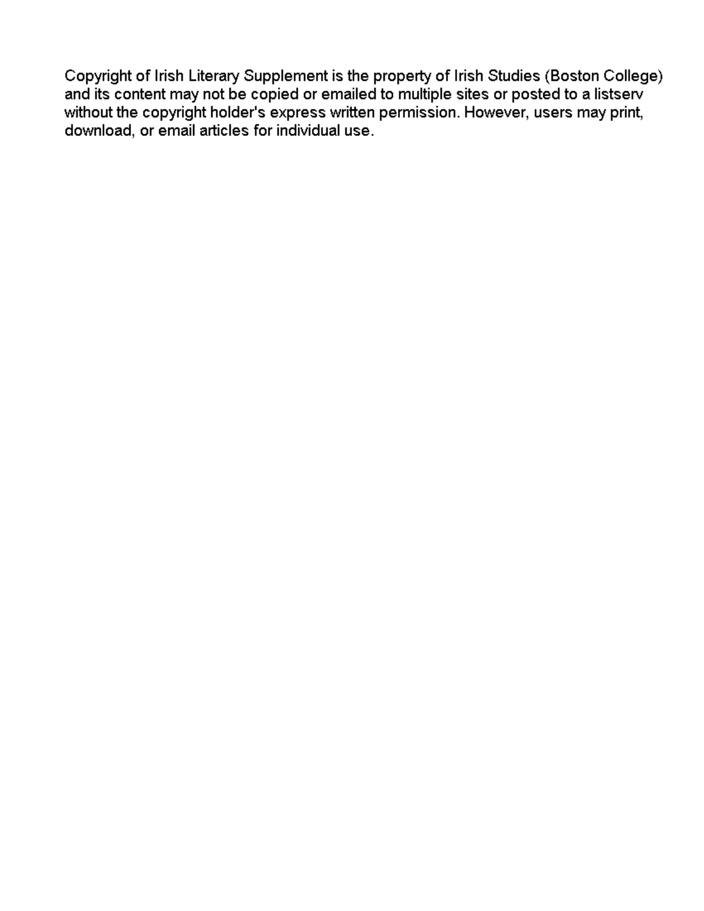Copyright of Irish Literary Supplement is the property of Irish Studies (Boston College) and its content may not be copied or emailed to multiple sites or posted to a listserv without the copyright holder's express written permission. However, users may print, download, or email articles for individual use.